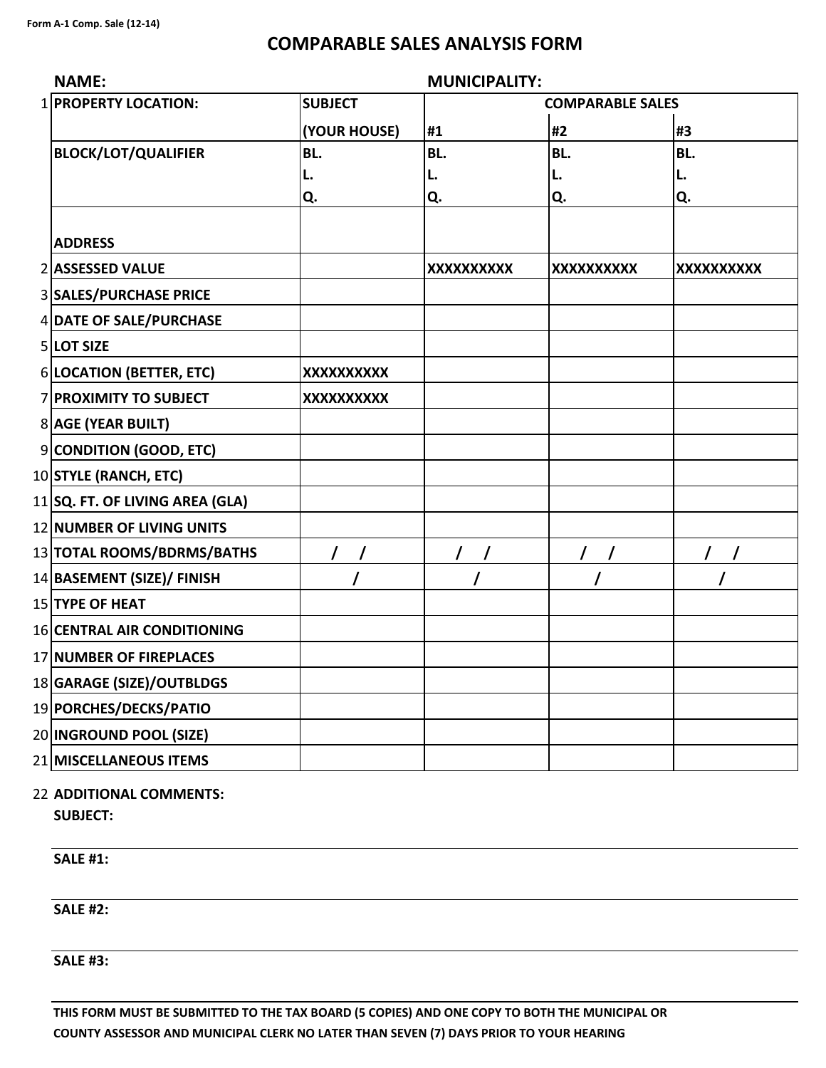Form A-1 Comp. Sale (12-14)

# COMPARABLE SALES ANALYSIS FORM

**NAME:** **MUNICIPALITY:**

| | | SUBJECT | COMPARABLE SALES | | |
|---|---|---|---|---|---|
| 1 | **PROPERTY LOCATION:** | **(YOUR HOUSE)** | **#1** | **#2** | **#3** |
| | **BLOCK/LOT/QUALIFIER** | BL.<br>L.<br>Q. | BL.<br>L.<br>Q. | BL.<br>L.<br>Q. | BL.<br>L.<br>Q. |
| | **ADDRESS** | | | | |
| 2 | **ASSESSED VALUE** | | XXXXXXXXXX | XXXXXXXXXX | XXXXXXXXXX |
| 3 | **SALES/PURCHASE PRICE** | | | | |
| 4 | **DATE OF SALE/PURCHASE** | | | | |
| 5 | **LOT SIZE** | | | | |
| 6 | **LOCATION (BETTER, ETC)** | XXXXXXXXXX | | | |
| 7 | **PROXIMITY TO SUBJECT** | XXXXXXXXXX | | | |
| 8 | **AGE (YEAR BUILT)** | | | | |
| 9 | **CONDITION (GOOD, ETC)** | | | | |
| 10 | **STYLE (RANCH, ETC)** | | | | |
| 11 | **SQ. FT. OF LIVING AREA (GLA)** | | | | |
| 12 | **NUMBER OF LIVING UNITS** | | | | |
| 13 | **TOTAL ROOMS/BDRMS/BATHS** | / / | / / | / / | / / |
| 14 | **BASEMENT (SIZE)/ FINISH** | / | / | / | / |
| 15 | **TYPE OF HEAT** | | | | |
| 16 | **CENTRAL AIR CONDITIONING** | | | | |
| 17 | **NUMBER OF FIREPLACES** | | | | |
| 18 | **GARAGE (SIZE)/OUTBLDGS** | | | | |
| 19 | **PORCHES/DECKS/PATIO** | | | | |
| 20 | **INGROUND POOL (SIZE)** | | | | |
| 21 | **MISCELLANEOUS ITEMS** | | | | |

22 **ADDITIONAL COMMENTS:**

**SUBJECT:**

---

**SALE #1:**

---

**SALE #2:**

---

**SALE #3:**

---

**THIS FORM MUST BE SUBMITTED TO THE TAX BOARD (5 COPIES) AND ONE COPY TO BOTH THE MUNICIPAL OR COUNTY ASSESSOR AND MUNICIPAL CLERK NO LATER THAN SEVEN (7) DAYS PRIOR TO YOUR HEARING**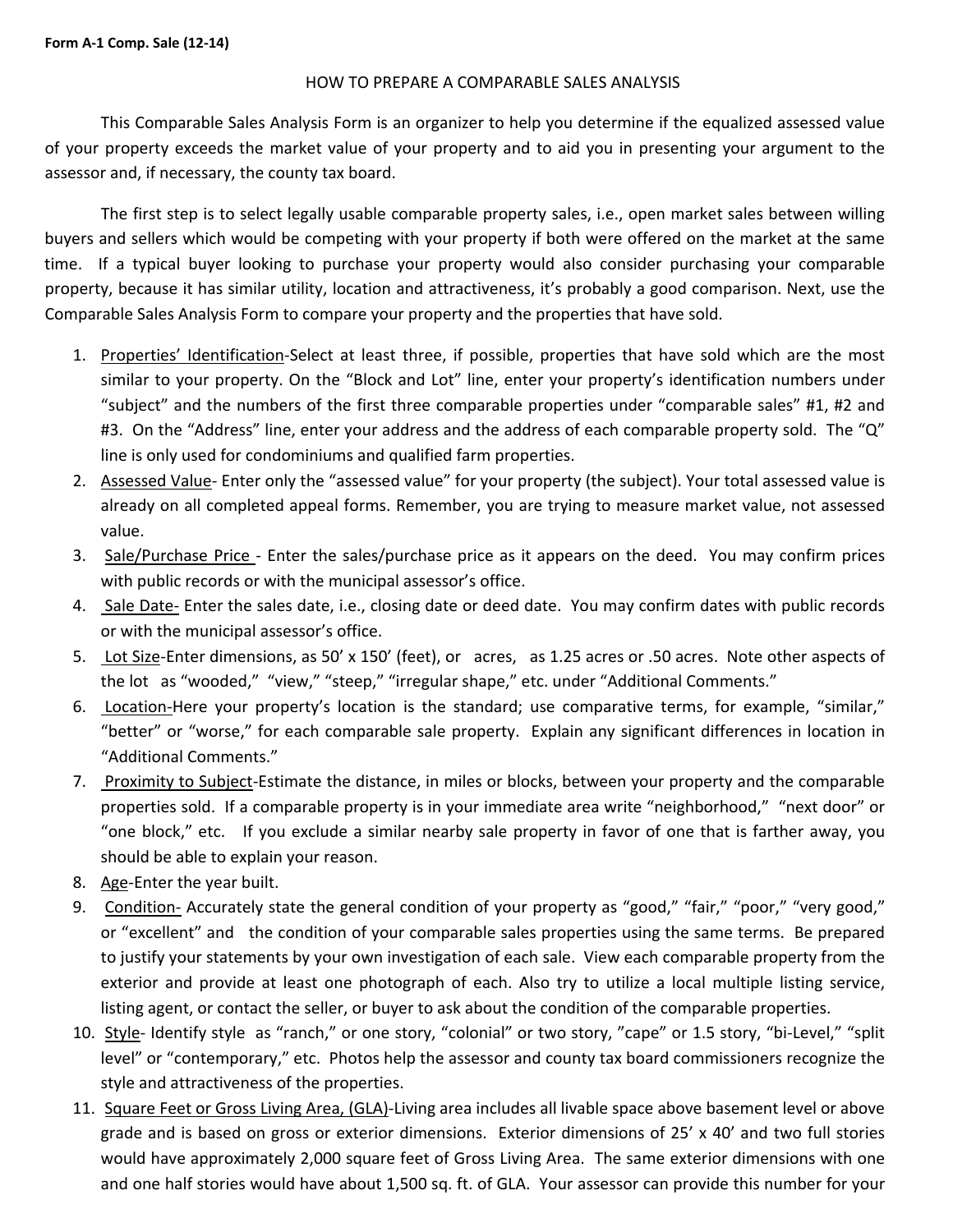**Form A-1 Comp. Sale (12-14)**

# HOW TO PREPARE A COMPARABLE SALES ANALYSIS

This Comparable Sales Analysis Form is an organizer to help you determine if the equalized assessed value of your property exceeds the market value of your property and to aid you in presenting your argument to the assessor and, if necessary, the county tax board.

The first step is to select legally usable comparable property sales, i.e., open market sales between willing buyers and sellers which would be competing with your property if both were offered on the market at the same time. If a typical buyer looking to purchase your property would also consider purchasing your comparable property, because it has similar utility, location and attractiveness, it's probably a good comparison. Next, use the Comparable Sales Analysis Form to compare your property and the properties that have sold.

1. Properties' Identification-Select at least three, if possible, properties that have sold which are the most similar to your property. On the "Block and Lot" line, enter your property's identification numbers under "subject" and the numbers of the first three comparable properties under "comparable sales" #1, #2 and #3. On the "Address" line, enter your address and the address of each comparable property sold. The "Q" line is only used for condominiums and qualified farm properties.
2. Assessed Value- Enter only the "assessed value" for your property (the subject). Your total assessed value is already on all completed appeal forms. Remember, you are trying to measure market value, not assessed value.
3. Sale/Purchase Price - Enter the sales/purchase price as it appears on the deed. You may confirm prices with public records or with the municipal assessor's office.
4. Sale Date- Enter the sales date, i.e., closing date or deed date. You may confirm dates with public records or with the municipal assessor's office.
5. Lot Size-Enter dimensions, as 50' x 150' (feet), or acres, as 1.25 acres or .50 acres. Note other aspects of the lot as "wooded," "view," "steep," "irregular shape," etc. under "Additional Comments."
6. Location-Here your property's location is the standard; use comparative terms, for example, "similar," "better" or "worse," for each comparable sale property. Explain any significant differences in location in "Additional Comments."
7. Proximity to Subject-Estimate the distance, in miles or blocks, between your property and the comparable properties sold. If a comparable property is in your immediate area write "neighborhood," "next door" or "one block," etc. If you exclude a similar nearby sale property in favor of one that is farther away, you should be able to explain your reason.
8. Age-Enter the year built.
9. Condition- Accurately state the general condition of your property as "good," "fair," "poor," "very good," or "excellent" and the condition of your comparable sales properties using the same terms. Be prepared to justify your statements by your own investigation of each sale. View each comparable property from the exterior and provide at least one photograph of each. Also try to utilize a local multiple listing service, listing agent, or contact the seller, or buyer to ask about the condition of the comparable properties.
10. Style- Identify style as "ranch," or one story, "colonial" or two story, "cape" or 1.5 story, "bi-Level," "split level" or "contemporary," etc. Photos help the assessor and county tax board commissioners recognize the style and attractiveness of the properties.
11. Square Feet or Gross Living Area, (GLA)-Living area includes all livable space above basement level or above grade and is based on gross or exterior dimensions. Exterior dimensions of 25' x 40' and two full stories would have approximately 2,000 square feet of Gross Living Area. The same exterior dimensions with one and one half stories would have about 1,500 sq. ft. of GLA. Your assessor can provide this number for your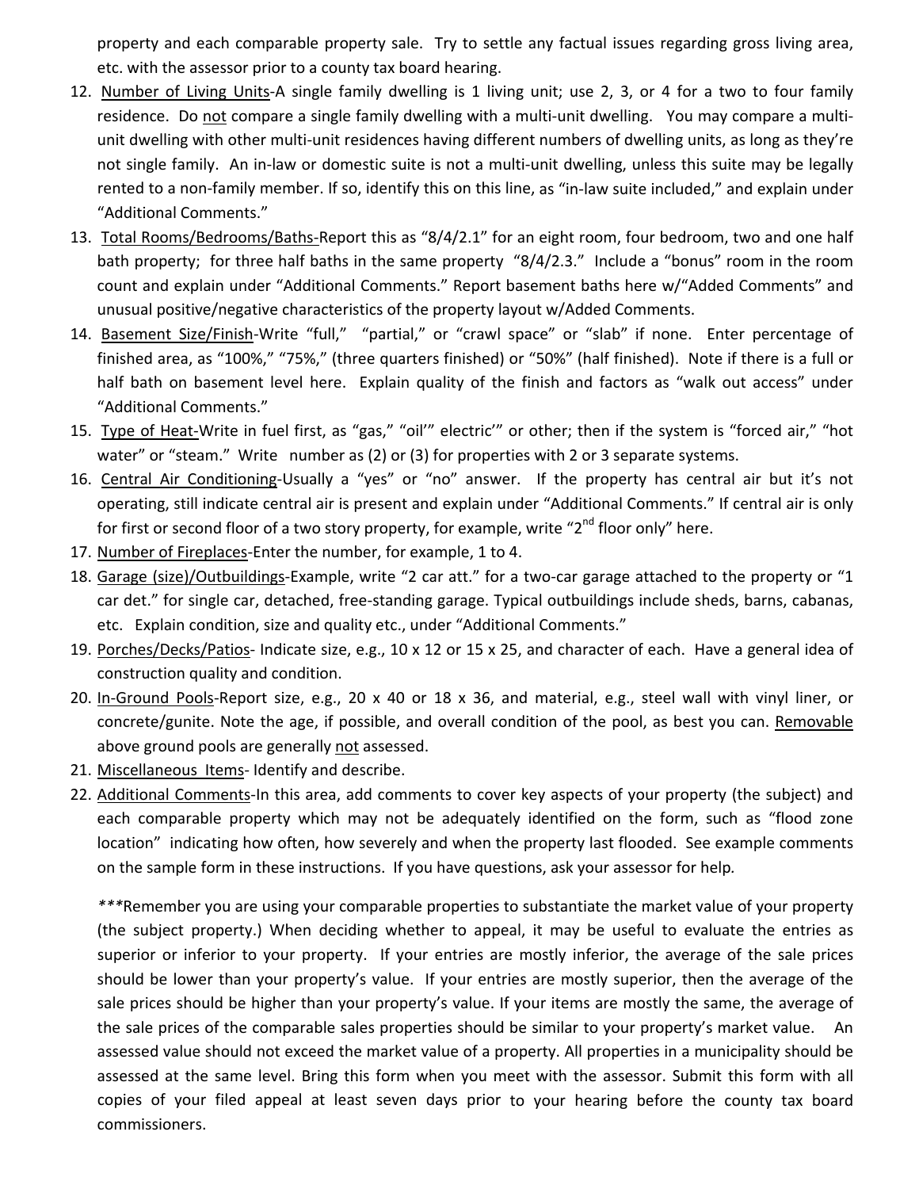property and each comparable property sale. Try to settle any factual issues regarding gross living area, etc. with the assessor prior to a county tax board hearing.

12. <u>Number of Living Units</u>-A single family dwelling is 1 living unit; use 2, 3, or 4 for a two to four family residence. Do <u>not</u> compare a single family dwelling with a multi-unit dwelling. You may compare a multi-unit dwelling with other multi-unit residences having different numbers of dwelling units, as long as they're not single family. An in-law or domestic suite is not a multi-unit dwelling, unless this suite may be legally rented to a non-family member. If so, identify this on this line, as "in-law suite included," and explain under "Additional Comments."
13. <u>Total Rooms/Bedrooms/Baths-</u>Report this as "8/4/2.1" for an eight room, four bedroom, two and one half bath property; for three half baths in the same property "8/4/2.3." Include a "bonus" room in the room count and explain under "Additional Comments." Report basement baths here w/"Added Comments" and unusual positive/negative characteristics of the property layout w/Added Comments.
14. <u>Basement Size/Finish</u>-Write "full," "partial," or "crawl space" or "slab" if none. Enter percentage of finished area, as "100%," "75%," (three quarters finished) or "50%" (half finished). Note if there is a full or half bath on basement level here. Explain quality of the finish and factors as "walk out access" under "Additional Comments."
15. <u>Type of Heat-</u>Write in fuel first, as "gas," "oil'" electric'" or other; then if the system is "forced air," "hot water" or "steam." Write number as (2) or (3) for properties with 2 or 3 separate systems.
16. <u>Central Air Conditioning</u>-Usually a "yes" or "no" answer. If the property has central air but it's not operating, still indicate central air is present and explain under "Additional Comments." If central air is only for first or second floor of a two story property, for example, write "2nd floor only" here.
17. <u>Number of Fireplaces</u>-Enter the number, for example, 1 to 4.
18. <u>Garage (size)/Outbuildings</u>-Example, write "2 car att." for a two-car garage attached to the property or "1 car det." for single car, detached, free-standing garage. Typical outbuildings include sheds, barns, cabanas, etc. Explain condition, size and quality etc., under "Additional Comments."
19. <u>Porches/Decks/Patios</u>- Indicate size, e.g., 10 x 12 or 15 x 25, and character of each. Have a general idea of construction quality and condition.
20. <u>In-Ground Pools</u>-Report size, e.g., 20 x 40 or 18 x 36, and material, e.g., steel wall with vinyl liner, or concrete/gunite. Note the age, if possible, and overall condition of the pool, as best you can. <u>Removable</u> above ground pools are generally <u>not</u> assessed.
21. <u>Miscellaneous Items</u>- Identify and describe.
22. <u>Additional Comments</u>-In this area, add comments to cover key aspects of your property (the subject) and each comparable property which may not be adequately identified on the form, such as "flood zone location" indicating how often, how severely and when the property last flooded. See example comments on the sample form in these instructions. If you have questions, ask your assessor for help.

*****Remember you are using your comparable properties to substantiate the market value of your property (the subject property.) When deciding whether to appeal, it may be useful to evaluate the entries as superior or inferior to your property. If your entries are mostly inferior, the average of the sale prices should be lower than your property's value. If your entries are mostly superior, then the average of the sale prices should be higher than your property's value. If your items are mostly the same, the average of the sale prices of the comparable sales properties should be similar to your property's market value. An assessed value should not exceed the market value of a property. All properties in a municipality should be assessed at the same level. Bring this form when you meet with the assessor. Submit this form with all copies of your filed appeal at least seven days prior to your hearing before the county tax board commissioners.